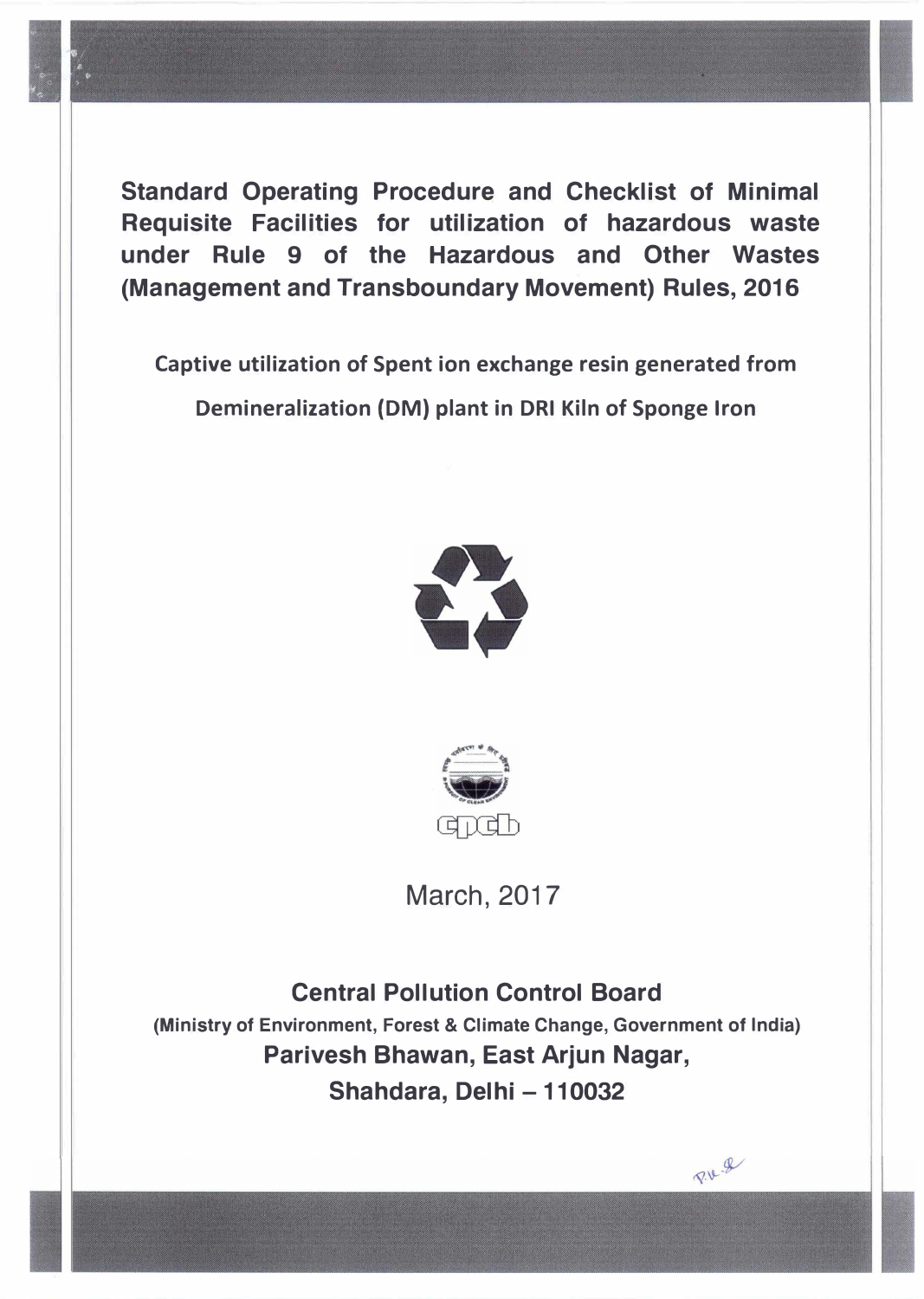# Standard Operating Procedure and Checklist of Minimal Requisite Facilities for utilization of hazardous waste under Rule 9 of the Hazardous and Other Wastes (Management and Transboundary Movement) Rules, 2016

## Captive utilization of Spent ion exchange resin generated from Demineralization (DM) plant in DRI Kiln of Sponge Iron

March, 2017

**Central Pollution Control Board**

**(Ministry of Environment, Forest & Climate Change, Government of India)**

**Parivesh Bhawan, East Arjun Nagar,**

**Shahdara, Delhi – 110032**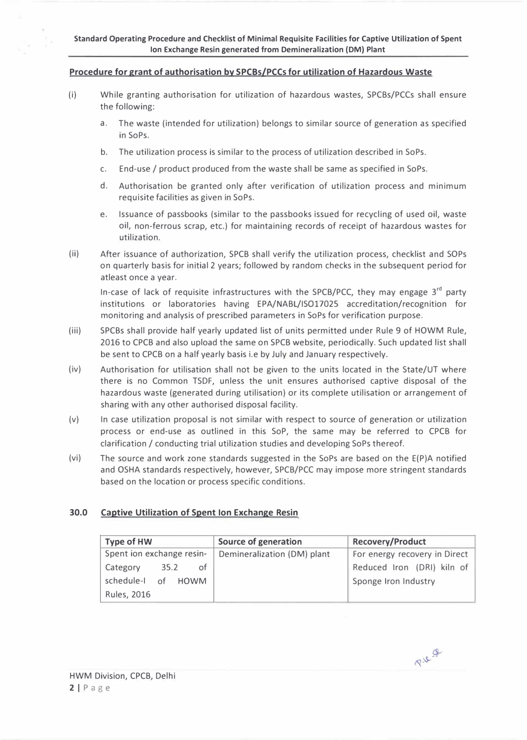## Procedure for grant of authorisation by SPCBs/PCCs for utilization of Hazardous Waste

(i) While granting authorisation for utilization of hazardous wastes, SPCBs/PCCs shall ensure the following:

  a. The waste (intended for utilization) belongs to similar source of generation as specified in SoPs.

  b. The utilization process is similar to the process of utilization described in SoPs.

  c. End-use / product produced from the waste shall be same as specified in SoPs.

  d. Authorisation be granted only after verification of utilization process and minimum requisite facilities as given in SoPs.

  e. Issuance of passbooks (similar to the passbooks issued for recycling of used oil, waste oil, non-ferrous scrap, etc.) for maintaining records of receipt of hazardous wastes for utilization.

(ii) After issuance of authorization, SPCB shall verify the utilization process, checklist and SOPs on quarterly basis for initial 2 years; followed by random checks in the subsequent period for atleast once a year.

In-case of lack of requisite infrastructures with the SPCB/PCC, they may engage 3rd party institutions or laboratories having EPA/NABL/ISO17025 accreditation/recognition for monitoring and analysis of prescribed parameters in SoPs for verification purpose.

(iii) SPCBs shall provide half yearly updated list of units permitted under Rule 9 of HOWM Rule, 2016 to CPCB and also upload the same on SPCB website, periodically. Such updated list shall be sent to CPCB on a half yearly basis i.e by July and January respectively.

(iv) Authorisation for utilisation shall not be given to the units located in the State/UT where there is no Common TSDF, unless the unit ensures authorised captive disposal of the hazardous waste (generated during utilisation) or its complete utilisation or arrangement of sharing with any other authorised disposal facility.

(v) In case utilization proposal is not similar with respect to source of generation or utilization process or end-use as outlined in this SoP, the same may be referred to CPCB for clarification / conducting trial utilization studies and developing SoPs thereof.

(vi) The source and work zone standards suggested in the SoPs are based on the E(P)A notified and OSHA standards respectively, however, SPCB/PCC may impose more stringent standards based on the location or process specific conditions.

## 30.0 Captive Utilization of Spent Ion Exchange Resin

| Type of HW | Source of generation | Recovery/Product |
|---|---|---|
| Spent ion exchange resin-Category 35.2 of schedule-I of HOWM Rules, 2016 | Demineralization (DM) plant | For energy recovery in Direct Reduced Iron (DRI) kiln of Sponge Iron Industry |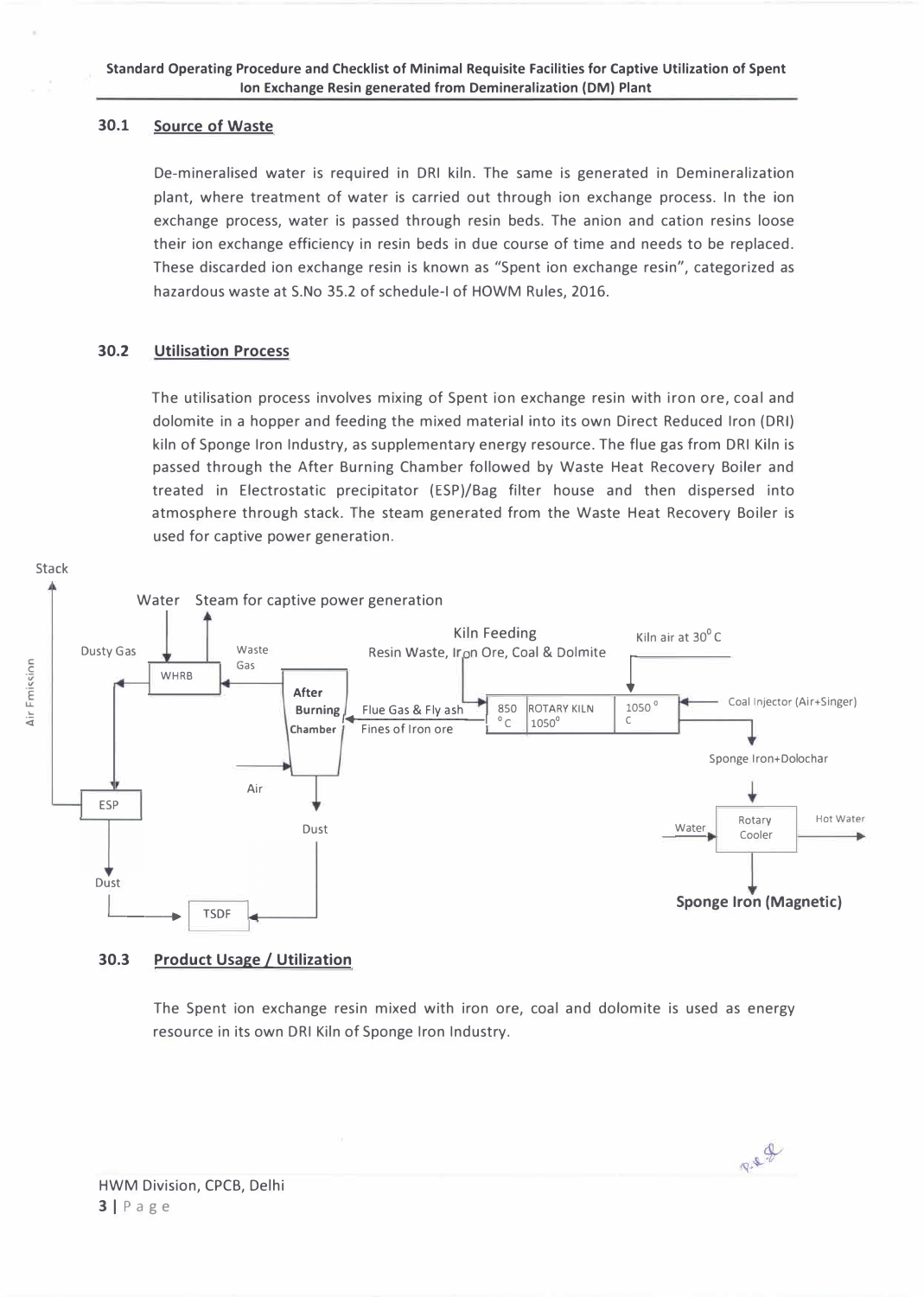## 30.1 Source of Waste

De-mineralised water is required in DRI kiln. The same is generated in Demineralization plant, where treatment of water is carried out through ion exchange process. In the ion exchange process, water is passed through resin beds. The anion and cation resins loose their ion exchange efficiency in resin beds in due course of time and needs to be replaced. These discarded ion exchange resin is known as "Spent ion exchange resin", categorized as hazardous waste at S.No 35.2 of schedule-I of HOWM Rules, 2016.

## 30.2 Utilisation Process

The utilisation process involves mixing of Spent ion exchange resin with iron ore, coal and dolomite in a hopper and feeding the mixed material into its own Direct Reduced Iron (DRI) kiln of Sponge Iron Industry, as supplementary energy resource. The flue gas from DRI Kiln is passed through the After Burning Chamber followed by Waste Heat Recovery Boiler and treated in Electrostatic precipitator (ESP)/Bag filter house and then dispersed into atmosphere through stack. The steam generated from the Waste Heat Recovery Boiler is used for captive power generation.

Stack

Air Emission

Water Steam for captive power generation

Dusty Gas

WHRB

Waste Gas

After Burning Chamber

Kiln Feeding

Resin Waste, Iron Ore, Coal & Dolmite

Kiln air at 30° C

Flue Gas & Fly ash

Fines of Iron ore

850 °C ROTARY KILN 1050° 1050 ° C

Coal Injector (Air+Singer)

Sponge Iron+Dolochar

Air

ESP

Dust

Dust

Water

Rotary Cooler

Hot Water

TSDF

**Sponge Iron (Magnetic)**

## 30.3 Product Usage / Utilization

The Spent ion exchange resin mixed with iron ore, coal and dolomite is used as energy resource in its own DRI Kiln of Sponge Iron Industry.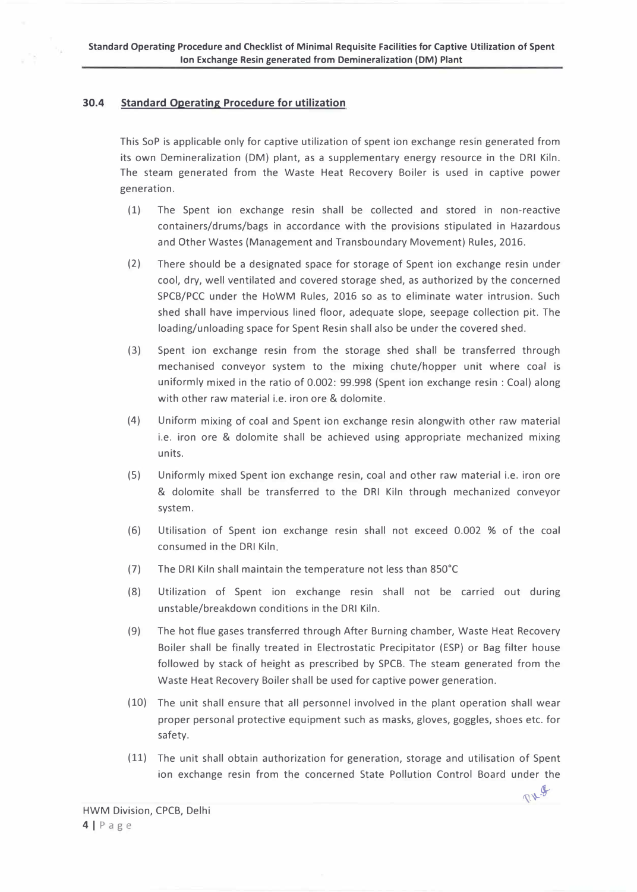## 30.4 Standard Operating Procedure for utilization

This SoP is applicable only for captive utilization of spent ion exchange resin generated from its own Demineralization (DM) plant, as a supplementary energy resource in the DRI Kiln. The steam generated from the Waste Heat Recovery Boiler is used in captive power generation.

(1) The Spent ion exchange resin shall be collected and stored in non-reactive containers/drums/bags in accordance with the provisions stipulated in Hazardous and Other Wastes (Management and Transboundary Movement) Rules, 2016.

(2) There should be a designated space for storage of Spent ion exchange resin under cool, dry, well ventilated and covered storage shed, as authorized by the concerned SPCB/PCC under the HoWM Rules, 2016 so as to eliminate water intrusion. Such shed shall have impervious lined floor, adequate slope, seepage collection pit. The loading/unloading space for Spent Resin shall also be under the covered shed.

(3) Spent ion exchange resin from the storage shed shall be transferred through mechanised conveyor system to the mixing chute/hopper unit where coal is uniformly mixed in the ratio of 0.002: 99.998 (Spent ion exchange resin : Coal) along with other raw material i.e. iron ore & dolomite.

(4) Uniform mixing of coal and Spent ion exchange resin alongwith other raw material i.e. iron ore & dolomite shall be achieved using appropriate mechanized mixing units.

(5) Uniformly mixed Spent ion exchange resin, coal and other raw material i.e. iron ore & dolomite shall be transferred to the DRI Kiln through mechanized conveyor system.

(6) Utilisation of Spent ion exchange resin shall not exceed 0.002 % of the coal consumed in the DRI Kiln.

(7) The DRI Kiln shall maintain the temperature not less than 850°C

(8) Utilization of Spent ion exchange resin shall not be carried out during unstable/breakdown conditions in the DRI Kiln.

(9) The hot flue gases transferred through After Burning chamber, Waste Heat Recovery Boiler shall be finally treated in Electrostatic Precipitator (ESP) or Bag filter house followed by stack of height as prescribed by SPCB. The steam generated from the Waste Heat Recovery Boiler shall be used for captive power generation.

(10) The unit shall ensure that all personnel involved in the plant operation shall wear proper personal protective equipment such as masks, gloves, goggles, shoes etc. for safety.

(11) The unit shall obtain authorization for generation, storage and utilisation of Spent ion exchange resin from the concerned State Pollution Control Board under the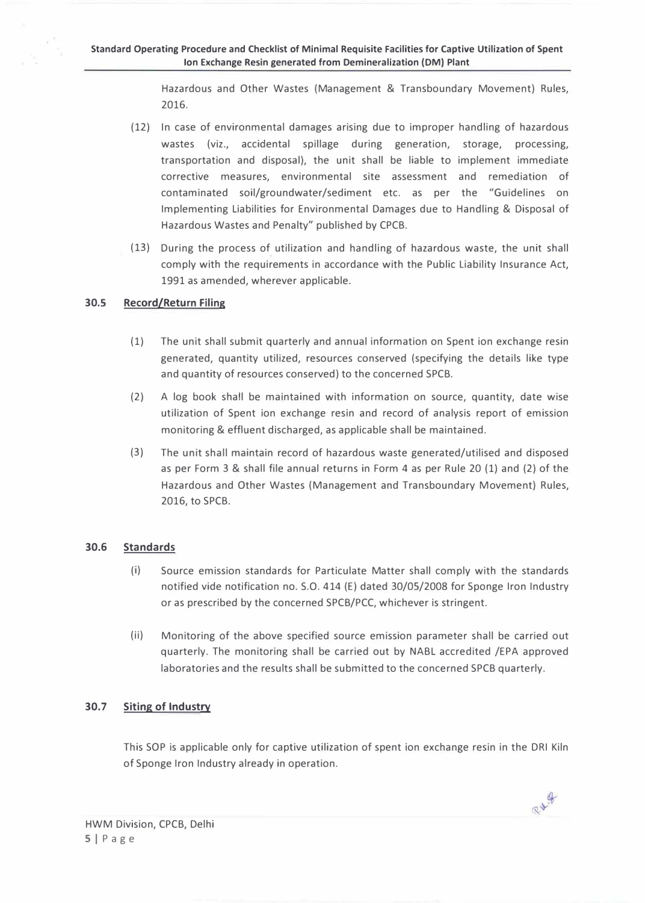Hazardous and Other Wastes (Management & Transboundary Movement) Rules, 2016.

(12) In case of environmental damages arising due to improper handling of hazardous wastes (viz., accidental spillage during generation, storage, processing, transportation and disposal), the unit shall be liable to implement immediate corrective measures, environmental site assessment and remediation of contaminated soil/groundwater/sediment etc. as per the "Guidelines on Implementing Liabilities for Environmental Damages due to Handling & Disposal of Hazardous Wastes and Penalty" published by CPCB.

(13) During the process of utilization and handling of hazardous waste, the unit shall comply with the requirements in accordance with the Public Liability Insurance Act, 1991 as amended, wherever applicable.

### 30.5 Record/Return Filing

(1) The unit shall submit quarterly and annual information on Spent ion exchange resin generated, quantity utilized, resources conserved (specifying the details like type and quantity of resources conserved) to the concerned SPCB.

(2) A log book shall be maintained with information on source, quantity, date wise utilization of Spent ion exchange resin and record of analysis report of emission monitoring & effluent discharged, as applicable shall be maintained.

(3) The unit shall maintain record of hazardous waste generated/utilised and disposed as per Form 3 & shall file annual returns in Form 4 as per Rule 20 (1) and (2) of the Hazardous and Other Wastes (Management and Transboundary Movement) Rules, 2016, to SPCB.

### 30.6 Standards

(i) Source emission standards for Particulate Matter shall comply with the standards notified vide notification no. S.O. 414 (E) dated 30/05/2008 for Sponge Iron Industry or as prescribed by the concerned SPCB/PCC, whichever is stringent.

(ii) Monitoring of the above specified source emission parameter shall be carried out quarterly. The monitoring shall be carried out by NABL accredited /EPA approved laboratories and the results shall be submitted to the concerned SPCB quarterly.

### 30.7 Siting of Industry

This SOP is applicable only for captive utilization of spent ion exchange resin in the DRI Kiln of Sponge Iron Industry already in operation.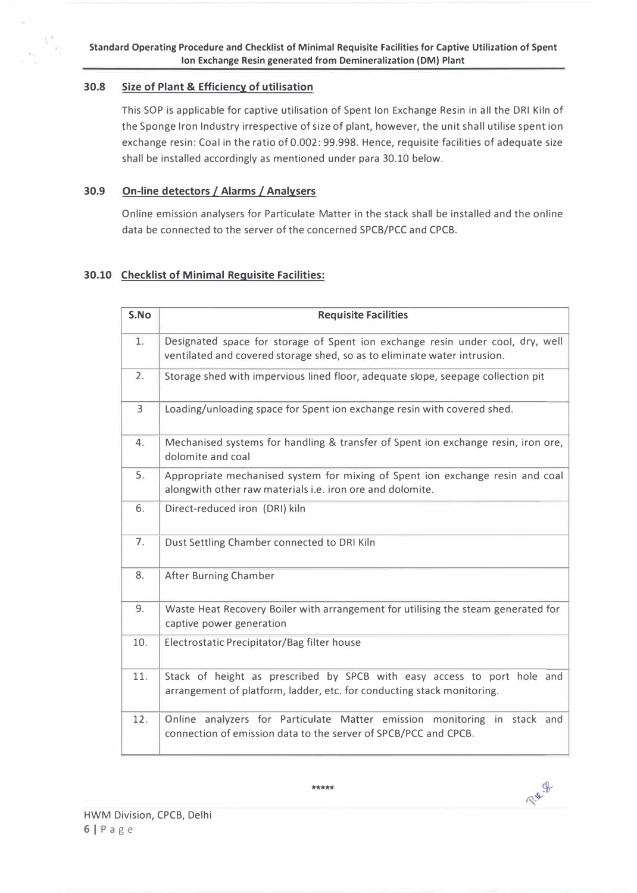### 30.8 Size of Plant & Efficiency of utilisation

This SOP is applicable for captive utilisation of Spent Ion Exchange Resin in all the DRI Kiln of the Sponge Iron Industry irrespective of size of plant, however, the unit shall utilise spent ion exchange resin: Coal in the ratio of 0.002: 99.998. Hence, requisite facilities of adequate size shall be installed accordingly as mentioned under para 30.10 below.

### 30.9 On-line detectors / Alarms / Analysers

Online emission analysers for Particulate Matter in the stack shall be installed and the online data be connected to the server of the concerned SPCB/PCC and CPCB.

### 30.10 Checklist of Minimal Requisite Facilities:

| S.No | Requisite Facilities |
|---|---|
| 1. | Designated space for storage of Spent ion exchange resin under cool, dry, well ventilated and covered storage shed, so as to eliminate water intrusion. |
| 2. | Storage shed with impervious lined floor, adequate slope, seepage collection pit |
| 3 | Loading/unloading space for Spent ion exchange resin with covered shed. |
| 4. | Mechanised systems for handling & transfer of Spent ion exchange resin, iron ore, dolomite and coal |
| 5. | Appropriate mechanised system for mixing of Spent ion exchange resin and coal alongwith other raw materials i.e. iron ore and dolomite. |
| 6. | Direct-reduced iron (DRI) kiln |
| 7. | Dust Settling Chamber connected to DRI Kiln |
| 8. | After Burning Chamber |
| 9. | Waste Heat Recovery Boiler with arrangement for utilising the steam generated for captive power generation |
| 10. | Electrostatic Precipitator/Bag filter house |
| 11. | Stack of height as prescribed by SPCB with easy access to port hole and arrangement of platform, ladder, etc. for conducting stack monitoring. |
| 12. | Online analyzers for Particulate Matter emission monitoring in stack and connection of emission data to the server of SPCB/PCC and CPCB. |

*****